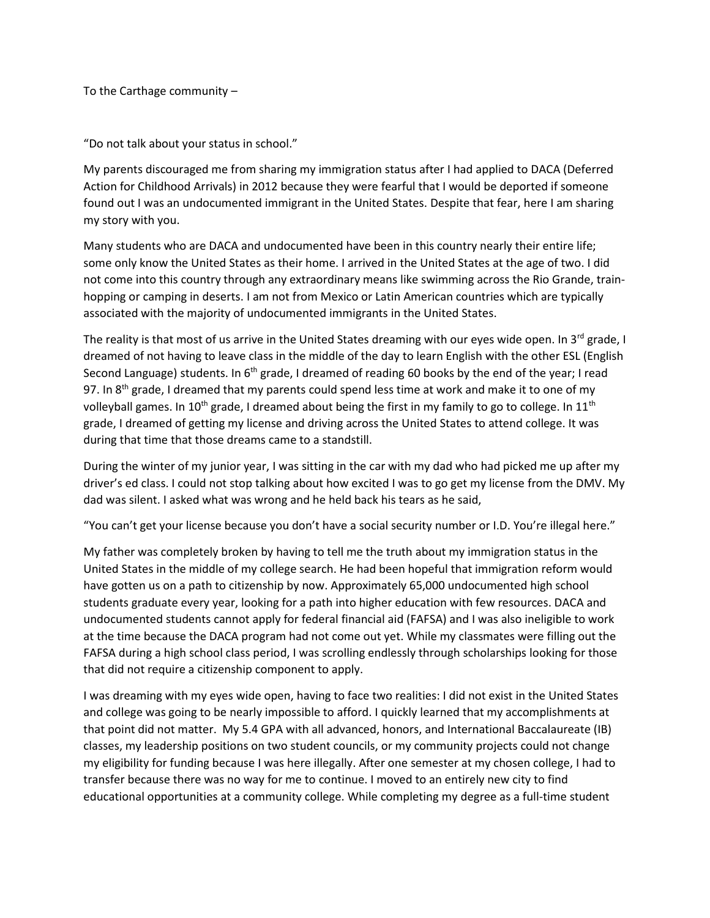To the Carthage community –

"Do not talk about your status in school."

My parents discouraged me from sharing my immigration status after I had applied to DACA (Deferred Action for Childhood Arrivals) in 2012 because they were fearful that I would be deported if someone found out I was an undocumented immigrant in the United States. Despite that fear, here I am sharing my story with you.

Many students who are DACA and undocumented have been in this country nearly their entire life; some only know the United States as their home. I arrived in the United States at the age of two. I did not come into this country through any extraordinary means like swimming across the Rio Grande, train-hopping or camping in deserts. I am not from Mexico or Latin American countries which are typically associated with the majority of undocumented immigrants in the United States.

The reality is that most of us arrive in the United States dreaming with our eyes wide open. In 3rd grade, I dreamed of not having to leave class in the middle of the day to learn English with the other ESL (English Second Language) students. In 6th grade, I dreamed of reading 60 books by the end of the year; I read 97. In 8th grade, I dreamed that my parents could spend less time at work and make it to one of my volleyball games. In 10th grade, I dreamed about being the first in my family to go to college. In 11th grade, I dreamed of getting my license and driving across the United States to attend college. It was during that time that those dreams came to a standstill.

During the winter of my junior year, I was sitting in the car with my dad who had picked me up after my driver's ed class. I could not stop talking about how excited I was to go get my license from the DMV. My dad was silent. I asked what was wrong and he held back his tears as he said,

"You can't get your license because you don't have a social security number or I.D. You're illegal here."

My father was completely broken by having to tell me the truth about my immigration status in the United States in the middle of my college search. He had been hopeful that immigration reform would have gotten us on a path to citizenship by now. Approximately 65,000 undocumented high school students graduate every year, looking for a path into higher education with few resources. DACA and undocumented students cannot apply for federal financial aid (FAFSA) and I was also ineligible to work at the time because the DACA program had not come out yet. While my classmates were filling out the FAFSA during a high school class period, I was scrolling endlessly through scholarships looking for those that did not require a citizenship component to apply.

I was dreaming with my eyes wide open, having to face two realities: I did not exist in the United States and college was going to be nearly impossible to afford. I quickly learned that my accomplishments at that point did not matter. My 5.4 GPA with all advanced, honors, and International Baccalaureate (IB) classes, my leadership positions on two student councils, or my community projects could not change my eligibility for funding because I was here illegally. After one semester at my chosen college, I had to transfer because there was no way for me to continue. I moved to an entirely new city to find educational opportunities at a community college. While completing my degree as a full-time student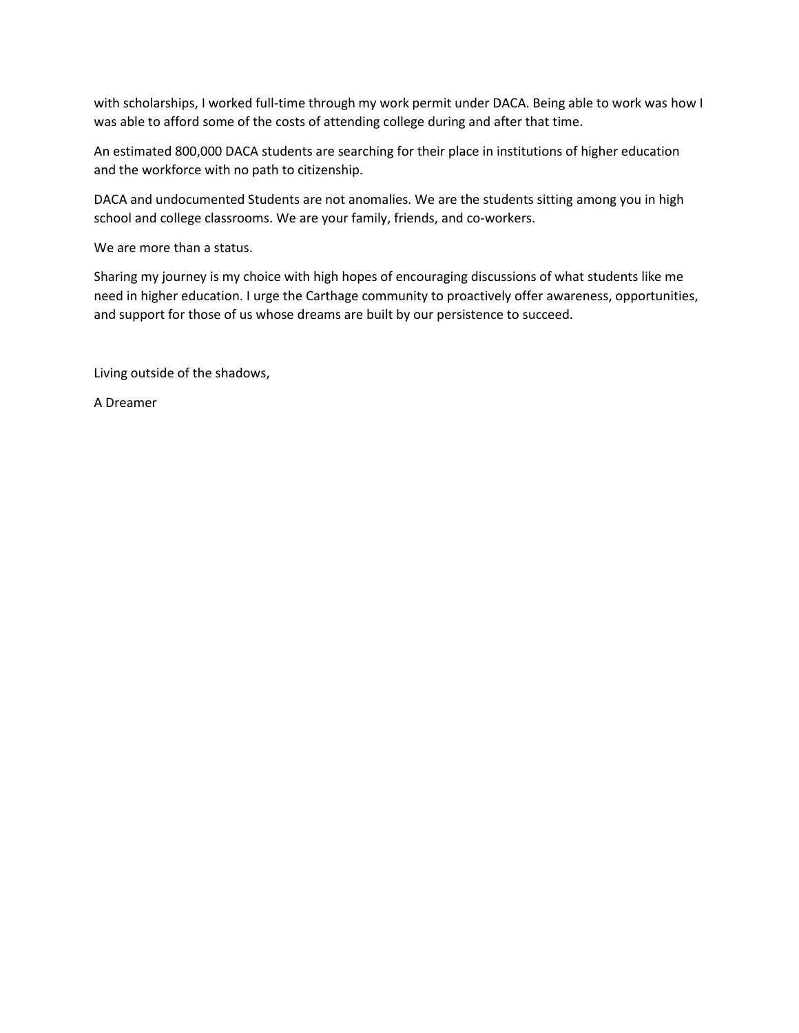with scholarships, I worked full-time through my work permit under DACA. Being able to work was how I was able to afford some of the costs of attending college during and after that time.

An estimated 800,000 DACA students are searching for their place in institutions of higher education and the workforce with no path to citizenship.

DACA and undocumented Students are not anomalies. We are the students sitting among you in high school and college classrooms. We are your family, friends, and co-workers.

We are more than a status.

Sharing my journey is my choice with high hopes of encouraging discussions of what students like me need in higher education. I urge the Carthage community to proactively offer awareness, opportunities, and support for those of us whose dreams are built by our persistence to succeed.

Living outside of the shadows,

A Dreamer